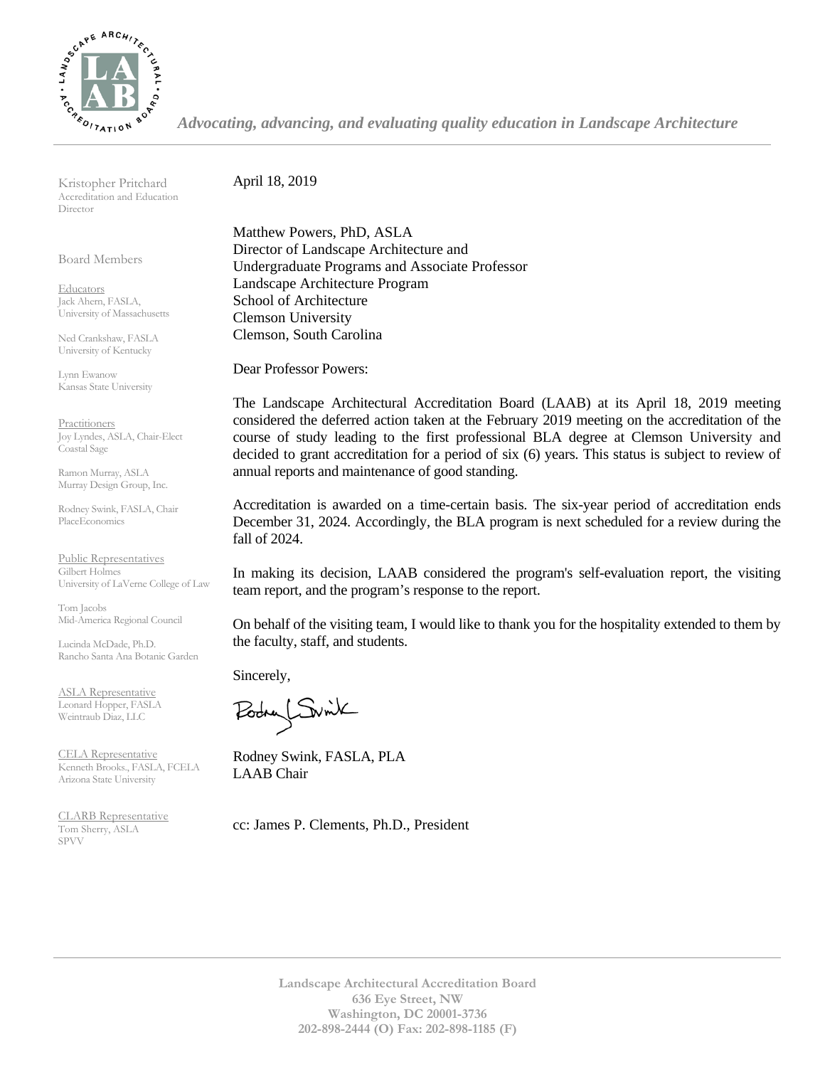*Advocating, advancing, and evaluating quality education in Landscape Architecture*

Kristopher Pritchard
Accreditation and Education Director

Board Members

Educators
Jack Ahern, FASLA, University of Massachusetts

Ned Crankshaw, FASLA
University of Kentucky

Lynn Ewanow
Kansas State University

Practitioners
Joy Lyndes, ASLA, Chair-Elect
Coastal Sage

Ramon Murray, ASLA
Murray Design Group, Inc.

Rodney Swink, FASLA, Chair
PlaceEconomics

Public Representatives
Gilbert Holmes
University of LaVerne College of Law

Tom Jacobs
Mid-America Regional Council

Lucinda McDade, Ph.D.
Rancho Santa Ana Botanic Garden

ASLA Representative
Leonard Hopper, FASLA
Weintraub Diaz, LLC

CELA Representative
Kenneth Brooks., FASLA, FCELA
Arizona State University

CLARB Representative
Tom Sherry, ASLA
SPVV

April 18, 2019

Matthew Powers, PhD, ASLA
Director of Landscape Architecture and
Undergraduate Programs and Associate Professor
Landscape Architecture Program
School of Architecture
Clemson University
Clemson, South Carolina

Dear Professor Powers:

The Landscape Architectural Accreditation Board (LAAB) at its April 18, 2019 meeting considered the deferred action taken at the February 2019 meeting on the accreditation of the course of study leading to the first professional BLA degree at Clemson University and decided to grant accreditation for a period of six (6) years. This status is subject to review of annual reports and maintenance of good standing.

Accreditation is awarded on a time-certain basis. The six-year period of accreditation ends December 31, 2024. Accordingly, the BLA program is next scheduled for a review during the fall of 2024.

In making its decision, LAAB considered the program's self-evaluation report, the visiting team report, and the program's response to the report.

On behalf of the visiting team, I would like to thank you for the hospitality extended to them by the faculty, staff, and students.

Sincerely,

Rodney Swink, FASLA, PLA
LAAB Chair

cc: James P. Clements, Ph.D., President

**Landscape Architectural Accreditation Board**
**636 Eye Street, NW**
**Washington, DC 20001-3736**
**202-898-2444 (O) Fax: 202-898-1185 (F)**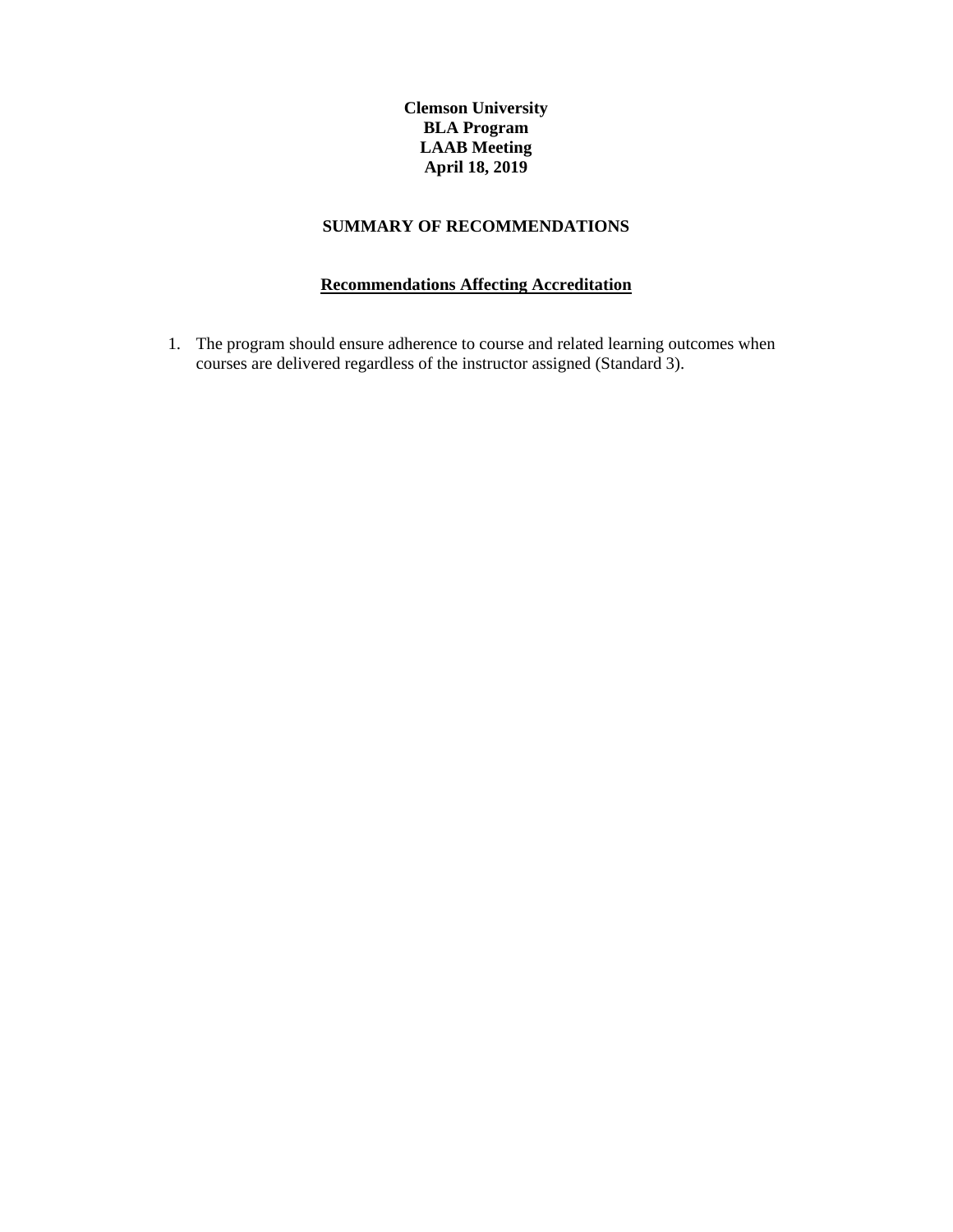**Clemson University**
**BLA Program**
**LAAB Meeting**
**April 18, 2019**

## SUMMARY OF RECOMMENDATIONS

### Recommendations Affecting Accreditation

1. The program should ensure adherence to course and related learning outcomes when courses are delivered regardless of the instructor assigned (Standard 3).